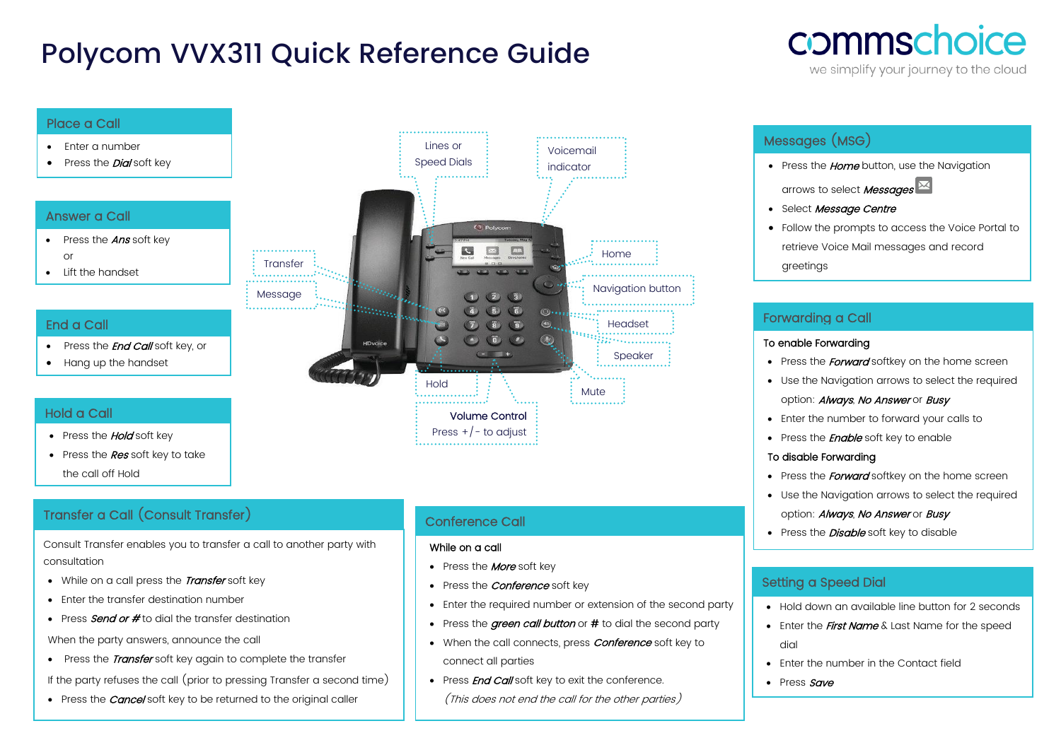# Polycom VVX311 Quick Reference Guide

commschoice
we simplify your journey to the cloud

## Place a Call

- Enter a number
- Press the ***Dial*** soft key

## Answer a Call

- Press the ***Ans*** soft key

or

- Lift the handset

## End a Call

- Press the ***End Call*** soft key, or
- Hang up the handset

## Hold a Call

- Press the ***Hold*** soft key
- Press the ***Res*** soft key to take the call off Hold

Lines or Speed Dials

Voicemail indicator

Transfer

Message

Home

Navigation button

Headset

Speaker

Mute

Hold

Volume Control
Press +/- to adjust

## Messages (MSG)

- Press the ***Home*** button, use the Navigation arrows to select ***Messages***
- Select ***Message Centre***
- Follow the prompts to access the Voice Portal to retrieve Voice Mail messages and record greetings

## Forwarding a Call

To enable Forwarding

- Press the ***Forward*** softkey on the home screen
- Use the Navigation arrows to select the required option: ***Always***, ***No Answer*** or ***Busy***
- Enter the number to forward your calls to
- Press the ***Enable*** soft key to enable

To disable Forwarding

- Press the ***Forward*** softkey on the home screen
- Use the Navigation arrows to select the required option: ***Always***, ***No Answer*** or ***Busy***
- Press the ***Disable*** soft key to disable

## Transfer a Call (Consult Transfer)

Consult Transfer enables you to transfer a call to another party with consultation

- While on a call press the ***Transfer*** soft key
- Enter the transfer destination number
- Press ***Send or #*** to dial the transfer destination

When the party answers, announce the call

- Press the ***Transfer*** soft key again to complete the transfer

If the party refuses the call (prior to pressing Transfer a second time)

- Press the ***Cancel*** soft key to be returned to the original caller

## Conference Call

While on a call

- Press the ***More*** soft key
- Press the ***Conference*** soft key
- Enter the required number or extension of the second party
- Press the ***green call button*** or **#** to dial the second party
- When the call connects, press ***Conference*** soft key to connect all parties
- Press ***End Call*** soft key to exit the conference.
  *(This does not end the call for the other parties)*

## Setting a Speed Dial

- Hold down an available line button for 2 seconds
- Enter the ***First Name*** & Last Name for the speed dial
- Enter the number in the Contact field
- Press ***Save***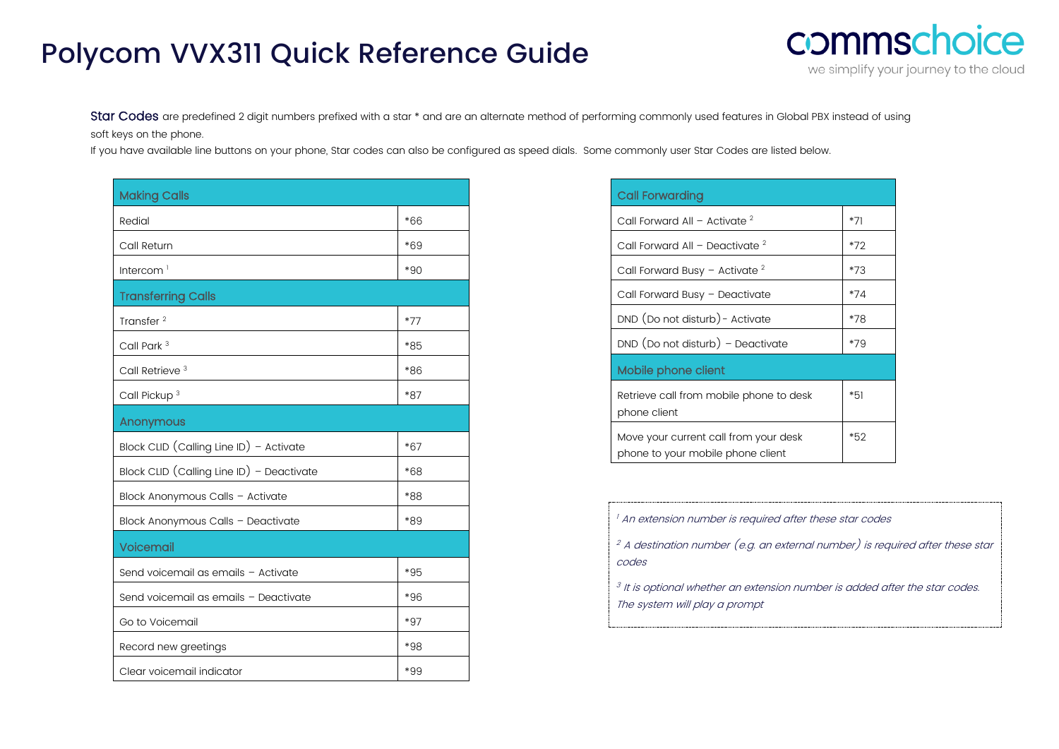# Polycom VVX311 Quick Reference Guide

commschoice
we simplify your journey to the cloud

**Star Codes** are predefined 2 digit numbers prefixed with a star * and are an alternate method of performing commonly used features in Global PBX instead of using soft keys on the phone.

If you have available line buttons on your phone, Star codes can also be configured as speed dials. Some commonly user Star Codes are listed below.

| Making Calls | |
|---|---|
| Redial | *66 |
| Call Return | *69 |
| Intercom [1] | *90 |
| **Transferring Calls** | |
| Transfer [2] | *77 |
| Call Park [3] | *85 |
| Call Retrieve [3] | *86 |
| Call Pickup [3] | *87 |
| **Anonymous** | |
| Block CLID (Calling Line ID) – Activate | *67 |
| Block CLID (Calling Line ID) – Deactivate | *68 |
| Block Anonymous Calls – Activate | *88 |
| Block Anonymous Calls – Deactivate | *89 |
| **Voicemail** | |
| Send voicemail as emails – Activate | *95 |
| Send voicemail as emails – Deactivate | *96 |
| Go to Voicemail | *97 |
| Record new greetings | *98 |
| Clear voicemail indicator | *99 |

| Call Forwarding | |
|---|---|
| Call Forward All – Activate [2] | *71 |
| Call Forward All – Deactivate [2] | *72 |
| Call Forward Busy – Activate [2] | *73 |
| Call Forward Busy – Deactivate | *74 |
| DND (Do not disturb)- Activate | *78 |
| DND (Do not disturb) – Deactivate | *79 |
| **Mobile phone client** | |
| Retrieve call from mobile phone to desk phone client | *51 |
| Move your current call from your desk phone to your mobile phone client | *52 |

*[1] An extension number is required after these star codes*

*[2] A destination number (e.g. an external number) is required after these star codes*

*[3] It is optional whether an extension number is added after the star codes. The system will play a prompt*